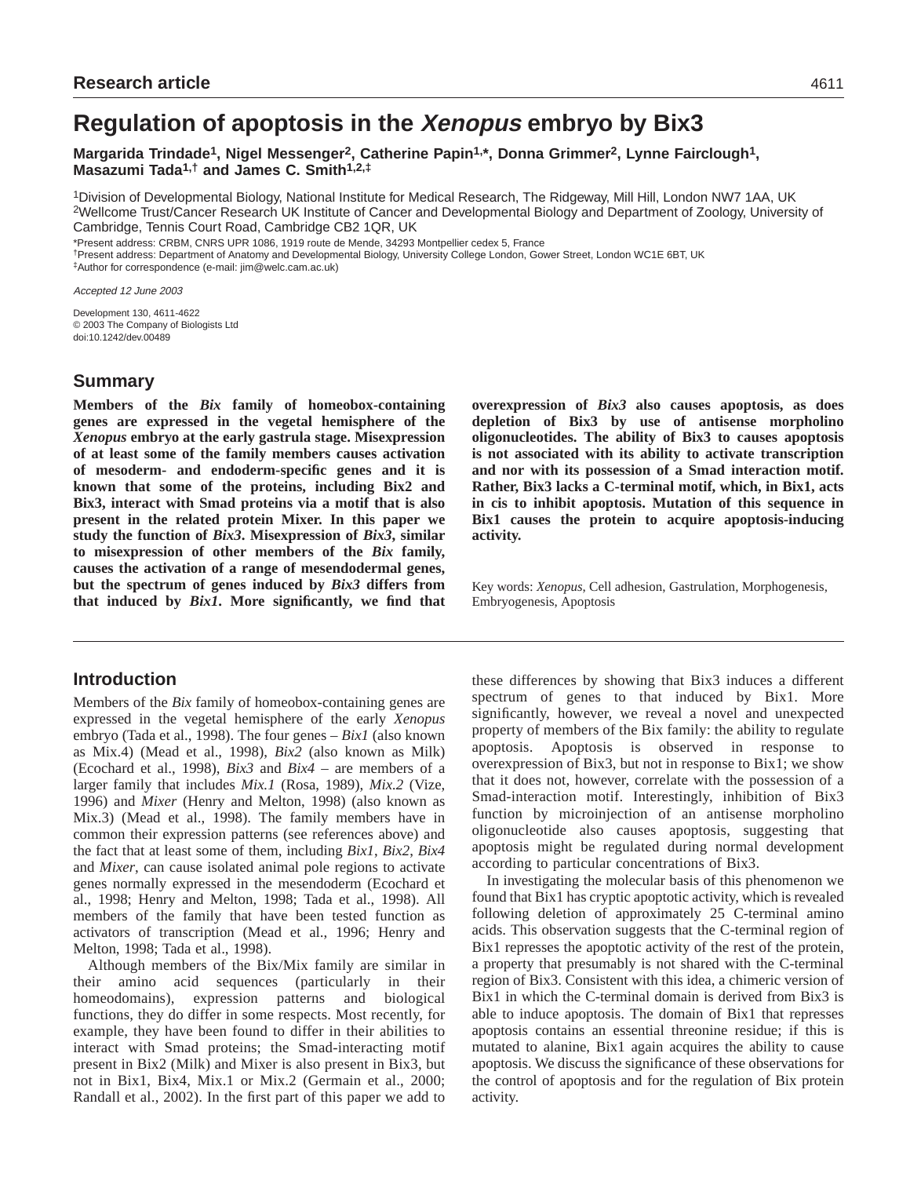# Regulation of apoptosis in the *Xenopus* embryo by Bix3

**Margarida Trindade[1], Nigel Messenger[2], Catherine Papin[1,*], Donna Grimmer[2], Lynne Fairclough[1], Masazumi Tada[1,†] and James C. Smith[1,2,‡]**

[1]Division of Developmental Biology, National Institute for Medical Research, The Ridgeway, Mill Hill, London NW7 1AA, UK
[2]Wellcome Trust/Cancer Research UK Institute of Cancer and Developmental Biology and Department of Zoology, University of Cambridge, Tennis Court Road, Cambridge CB2 1QR, UK

*Present address: CRBM, CNRS UPR 1086, 1919 route de Mende, 34293 Montpellier cedex 5, France
†Present address: Department of Anatomy and Developmental Biology, University College London, Gower Street, London WC1E 6BT, UK
‡Author for correspondence (e-mail: jim@welc.cam.ac.uk)

*Accepted 12 June 2003*

Development 130, 4611-4622
© 2003 The Company of Biologists Ltd
doi:10.1242/dev.00489

## Summary

**Members of the *Bix* family of homeobox-containing genes are expressed in the vegetal hemisphere of the *Xenopus* embryo at the early gastrula stage. Misexpression of at least some of the family members causes activation of mesoderm- and endoderm-specific genes and it is known that some of the proteins, including Bix2 and Bix3, interact with Smad proteins via a motif that is also present in the related protein Mixer. In this paper we study the function of *Bix3*. Misexpression of *Bix3*, similar to misexpression of other members of the *Bix* family, causes the activation of a range of mesendodermal genes, but the spectrum of genes induced by *Bix3* differs from that induced by *Bix1*. More significantly, we find that overexpression of *Bix3* also causes apoptosis, as does depletion of Bix3 by use of antisense morpholino oligonucleotides. The ability of Bix3 to causes apoptosis is not associated with its ability to activate transcription and nor with its possession of a Smad interaction motif. Rather, Bix3 lacks a C-terminal motif, which, in Bix1, acts in cis to inhibit apoptosis. Mutation of this sequence in Bix1 causes the protein to acquire apoptosis-inducing activity.**

Key words: *Xenopus*, Cell adhesion, Gastrulation, Morphogenesis, Embryogenesis, Apoptosis

## Introduction

Members of the *Bix* family of homeobox-containing genes are expressed in the vegetal hemisphere of the early *Xenopus* embryo (Tada et al., 1998). The four genes – *Bix1* (also known as Mix.4) (Mead et al., 1998), *Bix2* (also known as Milk) (Ecochard et al., 1998), *Bix3* and *Bix4* – are members of a larger family that includes *Mix.1* (Rosa, 1989), *Mix.2* (Vize, 1996) and *Mixer* (Henry and Melton, 1998) (also known as Mix.3) (Mead et al., 1998). The family members have in common their expression patterns (see references above) and the fact that at least some of them, including *Bix1*, *Bix2*, *Bix4* and *Mixer*, can cause isolated animal pole regions to activate genes normally expressed in the mesendoderm (Ecochard et al., 1998; Henry and Melton, 1998; Tada et al., 1998). All members of the family that have been tested function as activators of transcription (Mead et al., 1996; Henry and Melton, 1998; Tada et al., 1998).

Although members of the Bix/Mix family are similar in their amino acid sequences (particularly in their homeodomains), expression patterns and biological functions, they do differ in some respects. Most recently, for example, they have been found to differ in their abilities to interact with Smad proteins; the Smad-interacting motif present in Bix2 (Milk) and Mixer is also present in Bix3, but not in Bix1, Bix4, Mix.1 or Mix.2 (Germain et al., 2000; Randall et al., 2002). In the first part of this paper we add to these differences by showing that Bix3 induces a different spectrum of genes to that induced by Bix1. More significantly, however, we reveal a novel and unexpected property of members of the Bix family: the ability to regulate apoptosis. Apoptosis is observed in response to overexpression of Bix3, but not in response to Bix1; we show that it does not, however, correlate with the possession of a Smad-interaction motif. Interestingly, inhibition of Bix3 function by microinjection of an antisense morpholino oligonucleotide also causes apoptosis, suggesting that apoptosis might be regulated during normal development according to particular concentrations of Bix3.

In investigating the molecular basis of this phenomenon we found that Bix1 has cryptic apoptotic activity, which is revealed following deletion of approximately 25 C-terminal amino acids. This observation suggests that the C-terminal region of Bix1 represses the apoptotic activity of the rest of the protein, a property that presumably is not shared with the C-terminal region of Bix3. Consistent with this idea, a chimeric version of Bix1 in which the C-terminal domain is derived from Bix3 is able to induce apoptosis. The domain of Bix1 that represses apoptosis contains an essential threonine residue; if this is mutated to alanine, Bix1 again acquires the ability to cause apoptosis. We discuss the significance of these observations for the control of apoptosis and for the regulation of Bix protein activity.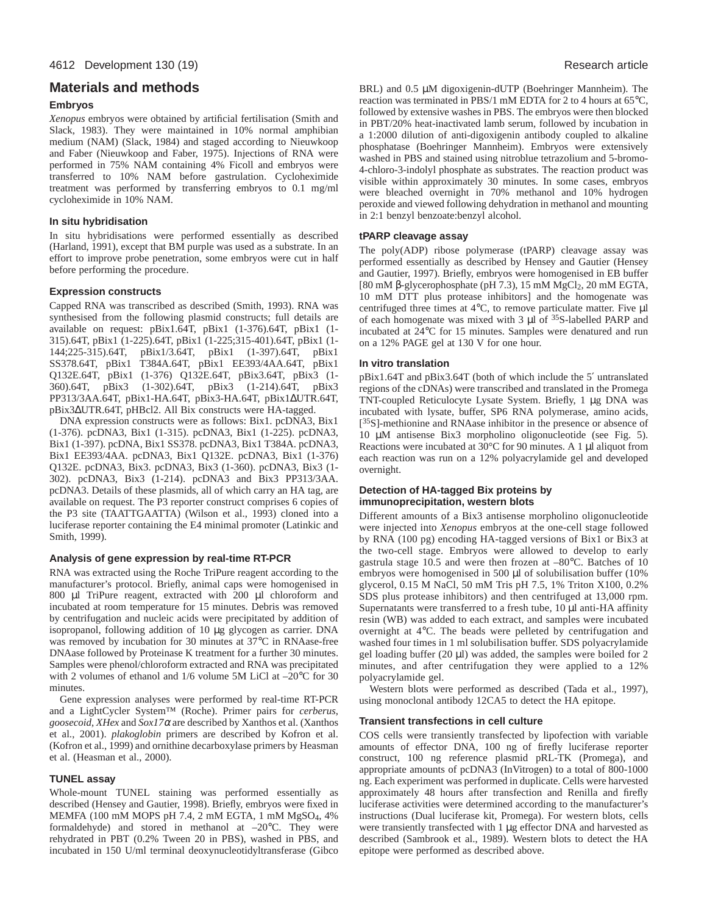## Materials and methods

### Embryos

*Xenopus* embryos were obtained by artificial fertilisation (Smith and Slack, 1983). They were maintained in 10% normal amphibian medium (NAM) (Slack, 1984) and staged according to Nieuwkoop and Faber (Nieuwkoop and Faber, 1975). Injections of RNA were performed in 75% NAM containing 4% Ficoll and embryos were transferred to 10% NAM before gastrulation. Cycloheximide treatment was performed by transferring embryos to 0.1 mg/ml cycloheximide in 10% NAM.

### In situ hybridisation

In situ hybridisations were performed essentially as described (Harland, 1991), except that BM purple was used as a substrate. In an effort to improve probe penetration, some embryos were cut in half before performing the procedure.

### Expression constructs

Capped RNA was transcribed as described (Smith, 1993). RNA was synthesised from the following plasmid constructs; full details are available on request: pBix1.64T, pBix1 (1-376).64T, pBix1 (1-315).64T, pBix1 (1-225).64T, pBix1 (1-225;315-401).64T, pBix1 (1-144;225-315).64T, pBix1/3.64T, pBix1 (1-397).64T, pBix1 SS378.64T, pBix1 T384A.64T, pBix1 EE393/4AA.64T, pBix1 Q132E.64T, pBix1 (1-376) Q132E.64T, pBix3.64T, pBix3 (1-360).64T, pBix3 (1-302).64T, pBix3 (1-214).64T, pBix3 PP313/3AA.64T, pBix1-HA.64T, pBix3-HA.64T, pBix1ΔUTR.64T, pBix3ΔUTR.64T, pHBcl2. All Bix constructs were HA-tagged.

DNA expression constructs were as follows: Bix1. pcDNA3, Bix1 (1-376). pcDNA3, Bix1 (1-315). pcDNA3, Bix1 (1-225). pcDNA3, Bix1 (1-397). pcDNA, Bix1 SS378. pcDNA3, Bix1 T384A. pcDNA3, Bix1 EE393/4AA. pcDNA3, Bix1 Q132E. pcDNA3, Bix1 (1-376) Q132E. pcDNA3, Bix3. pcDNA3, Bix3 (1-360). pcDNA3, Bix3 (1-302). pcDNA3, Bix3 (1-214). pcDNA3 and Bix3 PP313/3AA. pcDNA3. Details of these plasmids, all of which carry an HA tag, are available on request. The P3 reporter construct comprises 6 copies of the P3 site (TAATTGAATTA) (Wilson et al., 1993) cloned into a luciferase reporter containing the E4 minimal promoter (Latinkic and Smith, 1999).

### Analysis of gene expression by real-time RT-PCR

RNA was extracted using the Roche TriPure reagent according to the manufacturer's protocol. Briefly, animal caps were homogenised in 800 μl TriPure reagent, extracted with 200 μl chloroform and incubated at room temperature for 15 minutes. Debris was removed by centrifugation and nucleic acids were precipitated by addition of isopropanol, following addition of 10 μg glycogen as carrier. DNA was removed by incubation for 30 minutes at 37°C in RNAase-free DNAase followed by Proteinase K treatment for a further 30 minutes. Samples were phenol/chloroform extracted and RNA was precipitated with 2 volumes of ethanol and 1/6 volume 5M LiCl at –20°C for 30 minutes.

Gene expression analyses were performed by real-time RT-PCR and a LightCycler System™ (Roche). Primer pairs for *cerberus*, *goosecoid*, *XHex* and *Sox17α* are described by Xanthos et al. (Xanthos et al., 2001). *plakoglobin* primers are described by Kofron et al. (Kofron et al., 1999) and ornithine decarboxylase primers by Heasman et al. (Heasman et al., 2000).

### TUNEL assay

Whole-mount TUNEL staining was performed essentially as described (Hensey and Gautier, 1998). Briefly, embryos were fixed in MEMFA (100 mM MOPS pH 7.4, 2 mM EGTA, 1 mM $MgSO_4$, 4% formaldehyde) and stored in methanol at –20°C. They were rehydrated in PBT (0.2% Tween 20 in PBS), washed in PBS, and incubated in 150 U/ml terminal deoxynucleotidyltransferase (Gibco BRL) and 0.5 μM digoxigenin-dUTP (Boehringer Mannheim). The reaction was terminated in PBS/1 mM EDTA for 2 to 4 hours at 65°C, followed by extensive washes in PBS. The embryos were then blocked in PBT/20% heat-inactivated lamb serum, followed by incubation in a 1:2000 dilution of anti-digoxigenin antibody coupled to alkaline phosphatase (Boehringer Mannheim). Embryos were extensively washed in PBS and stained using nitroblue tetrazolium and 5-bromo-4-chloro-3-indolyl phosphate as substrates. The reaction product was visible within approximately 30 minutes. In some cases, embryos were bleached overnight in 70% methanol and 10% hydrogen peroxide and viewed following dehydration in methanol and mounting in 2:1 benzyl benzoate:benzyl alcohol.

### tPARP cleavage assay

The poly(ADP) ribose polymerase (tPARP) cleavage assay was performed essentially as described by Hensey and Gautier (Hensey and Gautier, 1997). Briefly, embryos were homogenised in EB buffer [80 mM β-glycerophosphate (pH 7.3), 15 mM $MgCl_2$, 20 mM EGTA, 10 mM DTT plus protease inhibitors] and the homogenate was centrifuged three times at 4°C, to remove particulate matter. Five μl of each homogenate was mixed with 3 μl of $^{35}$S-labelled PARP and incubated at 24°C for 15 minutes. Samples were denatured and run on a 12% PAGE gel at 130 V for one hour.

### In vitro translation

pBix1.64T and pBix3.64T (both of which include the 5′ untranslated regions of the cDNAs) were transcribed and translated in the Promega TNT-coupled Reticulocyte Lysate System. Briefly, 1 μg DNA was incubated with lysate, buffer, SP6 RNA polymerase, amino acids, [$^{35}$S]-methionine and RNAase inhibitor in the presence or absence of 10 μM antisense Bix3 morpholino oligonucleotide (see Fig. 5). Reactions were incubated at 30°C for 90 minutes. A 1 μl aliquot from each reaction was run on a 12% polyacrylamide gel and developed overnight.

### Detection of HA-tagged Bix proteins by immunoprecipitation, western blots

Different amounts of a Bix3 antisense morpholino oligonucleotide were injected into *Xenopus* embryos at the one-cell stage followed by RNA (100 pg) encoding HA-tagged versions of Bix1 or Bix3 at the two-cell stage. Embryos were allowed to develop to early gastrula stage 10.5 and were then frozen at –80°C. Batches of 10 embryos were homogenised in 500 μl of solubilisation buffer (10% glycerol, 0.15 M NaCl, 50 mM Tris pH 7.5, 1% Triton X100, 0.2% SDS plus protease inhibitors) and then centrifuged at 13,000 rpm. Supernatants were transferred to a fresh tube, 10 μl anti-HA affinity resin (WB) was added to each extract, and samples were incubated overnight at 4°C. The beads were pelleted by centrifugation and washed four times in 1 ml solubilisation buffer. SDS polyacrylamide gel loading buffer (20 μl) was added, the samples were boiled for 2 minutes, and after centrifugation they were applied to a 12% polyacrylamide gel.

Western blots were performed as described (Tada et al., 1997), using monoclonal antibody 12CA5 to detect the HA epitope.

### Transient transfections in cell culture

COS cells were transiently transfected by lipofection with variable amounts of effector DNA, 100 ng of firefly luciferase reporter construct, 100 ng reference plasmid pRL-TK (Promega), and appropriate amounts of pcDNA3 (InVitrogen) to a total of 800-1000 ng. Each experiment was performed in duplicate. Cells were harvested approximately 48 hours after transfection and Renilla and firefly luciferase activities were determined according to the manufacturer's instructions (Dual luciferase kit, Promega). For western blots, cells were transiently transfected with 1 μg effector DNA and harvested as described (Sambrook et al., 1989). Western blots to detect the HA epitope were performed as described above.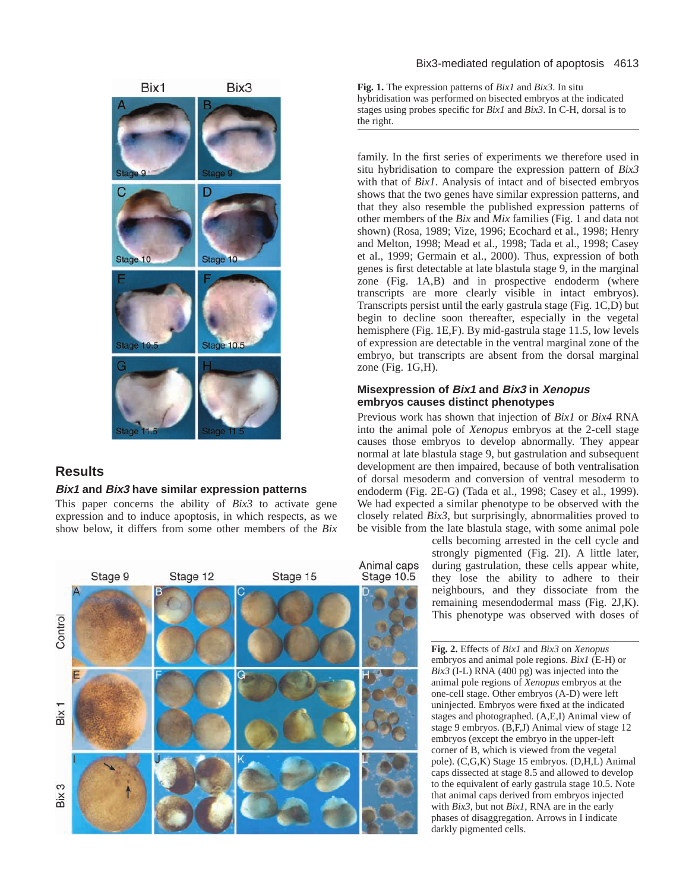**Fig. 1.** The expression patterns of *Bix1* and *Bix3*. In situ hybridisation was performed on bisected embryos at the indicated stages using probes specific for *Bix1* and *Bix3*. In C-H, dorsal is to the right.

## Results

### *Bix1* and *Bix3* have similar expression patterns

This paper concerns the ability of *Bix3* to activate gene expression and to induce apoptosis, in which respects, as we show below, it differs from some other members of the *Bix* family. In the first series of experiments we therefore used in situ hybridisation to compare the expression pattern of *Bix3* with that of *Bix1*. Analysis of intact and of bisected embryos shows that the two genes have similar expression patterns, and that they also resemble the published expression patterns of other members of the *Bix* and *Mix* families (Fig. 1 and data not shown) (Rosa, 1989; Vize, 1996; Ecochard et al., 1998; Henry and Melton, 1998; Mead et al., 1998; Tada et al., 1998; Casey et al., 1999; Germain et al., 2000). Thus, expression of both genes is first detectable at late blastula stage 9, in the marginal zone (Fig. 1A,B) and in prospective endoderm (where transcripts are more clearly visible in intact embryos). Transcripts persist until the early gastrula stage (Fig. 1C,D) but begin to decline soon thereafter, especially in the vegetal hemisphere (Fig. 1E,F). By mid-gastrula stage 11.5, low levels of expression are detectable in the ventral marginal zone of the embryo, but transcripts are absent from the dorsal marginal zone (Fig. 1G,H).

### Misexpression of *Bix1* and *Bix3* in *Xenopus* embryos causes distinct phenotypes

Previous work has shown that injection of *Bix1* or *Bix4* RNA into the animal pole of *Xenopus* embryos at the 2-cell stage causes those embryos to develop abnormally. They appear normal at late blastula stage 9, but gastrulation and subsequent development are then impaired, because of both ventralisation of dorsal mesoderm and conversion of ventral mesoderm to endoderm (Fig. 2E-G) (Tada et al., 1998; Casey et al., 1999). We had expected a similar phenotype to be observed with the closely related *Bix3*, but surprisingly, abnormalities proved to be visible from the late blastula stage, with some animal pole cells becoming arrested in the cell cycle and strongly pigmented (Fig. 2I). A little later, during gastrulation, these cells appear white, they lose the ability to adhere to their neighbours, and they dissociate from the remaining mesendodermal mass (Fig. 2J,K). This phenotype was observed with doses of

**Fig. 2.** Effects of *Bix1* and *Bix3* on *Xenopus* embryos and animal pole regions. *Bix1* (E-H) or *Bix3* (I-L) RNA (400 pg) was injected into the animal pole regions of *Xenopus* embryos at the one-cell stage. Other embryos (A-D) were left uninjected. Embryos were fixed at the indicated stages and photographed. (A,E,I) Animal view of stage 9 embryos. (B,F,J) Animal view of stage 12 embryos (except the embryo in the upper-left corner of B, which is viewed from the vegetal pole). (C,G,K) Stage 15 embryos. (D,H,L) Animal caps dissected at stage 8.5 and allowed to develop to the equivalent of early gastrula stage 10.5. Note that animal caps derived from embryos injected with *Bix3*, but not *Bix1*, RNA are in the early phases of disaggregation. Arrows in I indicate darkly pigmented cells.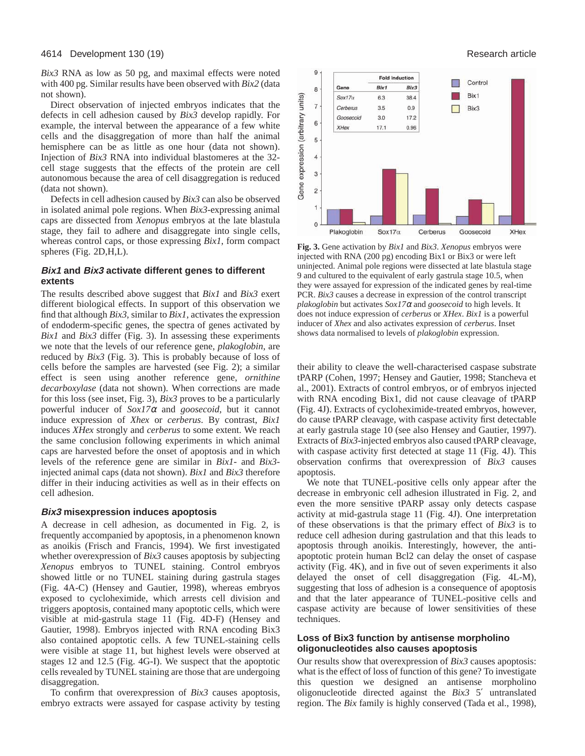*Bix3* RNA as low as 50 pg, and maximal effects were noted with 400 pg. Similar results have been observed with *Bix2* (data not shown).

Direct observation of injected embryos indicates that the defects in cell adhesion caused by *Bix3* develop rapidly. For example, the interval between the appearance of a few white cells and the disaggregation of more than half the animal hemisphere can be as little as one hour (data not shown). Injection of *Bix3* RNA into individual blastomeres at the 32-cell stage suggests that the effects of the protein are cell autonomous because the area of cell disaggregation is reduced (data not shown).

Defects in cell adhesion caused by *Bix3* can also be observed in isolated animal pole regions. When *Bix3*-expressing animal caps are dissected from *Xenopus* embryos at the late blastula stage, they fail to adhere and disaggregate into single cells, whereas control caps, or those expressing *Bix1*, form compact spheres (Fig. 2D,H,L).

### *Bix1* and *Bix3* activate different genes to different extents

The results described above suggest that *Bix1* and *Bix3* exert different biological effects. In support of this observation we find that although *Bix3*, similar to *Bix1*, activates the expression of endoderm-specific genes, the spectra of genes activated by *Bix1* and *Bix3* differ (Fig. 3). In assessing these experiments we note that the levels of our reference gene, *plakoglobin*, are reduced by *Bix3* (Fig. 3). This is probably because of loss of cells before the samples are harvested (see Fig. 2); a similar effect is seen using another reference gene, *ornithine decarboxylase* (data not shown). When corrections are made for this loss (see inset, Fig. 3), *Bix3* proves to be a particularly powerful inducer of *Sox17α* and *goosecoid*, but it cannot induce expression of *Xhex* or *cerberus*. By contrast, *Bix1* induces *XHex* strongly and *cerberus* to some extent. We reach the same conclusion following experiments in which animal caps are harvested before the onset of apoptosis and in which levels of the reference gene are similar in *Bix1*- and *Bix3*-injected animal caps (data not shown). *Bix1* and *Bix3* therefore differ in their inducing activities as well as in their effects on cell adhesion.

| Gene | Fold induction Bix1 | Fold induction Bix3 |
|---|---|---|
| *Sox17α* | 6.3 | 38.4 |
| *Cerberus* | 3.5 | 0.9 |
| *Goosecoid* | 3.0 | 17.2 |
| *XHex* | 17.1 | 0.96 |

**Fig. 3.** Gene activation by *Bix1* and *Bix3*. *Xenopus* embryos were injected with RNA (200 pg) encoding Bix1 or Bix3 or were left uninjected. Animal pole regions were dissected at late blastula stage 9 and cultured to the equivalent of early gastrula stage 10.5, when they were assayed for expression of the indicated genes by real-time PCR. *Bix3* causes a decrease in expression of the control transcript *plakoglobin* but activates *Sox17α* and *goosecoid* to high levels. It does not induce expression of *cerberus* or *XHex*. *Bix1* is a powerful inducer of *Xhex* and also activates expression of *cerberus*. Inset shows data normalised to levels of *plakoglobin* expression.

### *Bix3* misexpression induces apoptosis

A decrease in cell adhesion, as documented in Fig. 2, is frequently accompanied by apoptosis, in a phenomenon known as anoikis (Frisch and Francis, 1994). We first investigated whether overexpression of *Bix3* causes apoptosis by subjecting *Xenopus* embryos to TUNEL staining. Control embryos showed little or no TUNEL staining during gastrula stages (Fig. 4A-C) (Hensey and Gautier, 1998), whereas embryos exposed to cycloheximide, which arrests cell division and triggers apoptosis, contained many apoptotic cells, which were visible at mid-gastrula stage 11 (Fig. 4D-F) (Hensey and Gautier, 1998). Embryos injected with RNA encoding Bix3 also contained apoptotic cells. A few TUNEL-staining cells were visible at stage 11, but highest levels were observed at stages 12 and 12.5 (Fig. 4G-I). We suspect that the apoptotic cells revealed by TUNEL staining are those that are undergoing disaggregation.

To confirm that overexpression of *Bix3* causes apoptosis, embryo extracts were assayed for caspase activity by testing their ability to cleave the well-characterised caspase substrate tPARP (Cohen, 1997; Hensey and Gautier, 1998; Stancheva et al., 2001). Extracts of control embryos, or of embryos injected with RNA encoding Bix1, did not cause cleavage of tPARP (Fig. 4J). Extracts of cycloheximide-treated embryos, however, do cause tPARP cleavage, with caspase activity first detectable at early gastrula stage 10 (see also Hensey and Gautier, 1997). Extracts of *Bix3*-injected embryos also caused tPARP cleavage, with caspase activity first detected at stage 11 (Fig. 4J). This observation confirms that overexpression of *Bix3* causes apoptosis.

We note that TUNEL-positive cells only appear after the decrease in embryonic cell adhesion illustrated in Fig. 2, and even the more sensitive tPARP assay only detects caspase activity at mid-gastrula stage 11 (Fig. 4J). One interpretation of these observations is that the primary effect of *Bix3* is to reduce cell adhesion during gastrulation and that this leads to apoptosis through anoikis. Interestingly, however, the anti-apoptotic protein human Bcl2 can delay the onset of caspase activity (Fig. 4K), and in five out of seven experiments it also delayed the onset of cell disaggregation (Fig. 4L-M), suggesting that loss of adhesion is a consequence of apoptosis and that the later appearance of TUNEL-positive cells and caspase activity are because of lower sensitivities of these techniques.

### Loss of Bix3 function by antisense morpholino oligonucleotides also causes apoptosis

Our results show that overexpression of *Bix3* causes apoptosis: what is the effect of loss of function of this gene? To investigate this question we designed an antisense morpholino oligonucleotide directed against the *Bix3* 5′ untranslated region. The *Bix* family is highly conserved (Tada et al., 1998),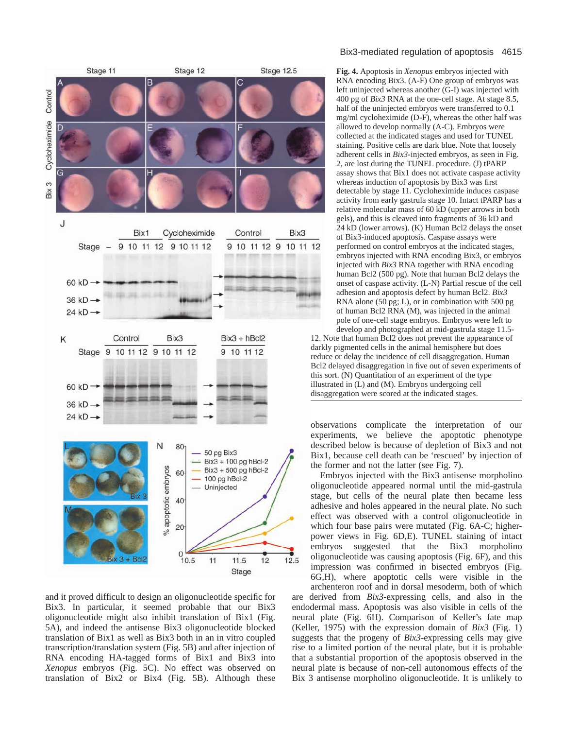**Fig. 4.** Apoptosis in *Xenopus* embryos injected with RNA encoding Bix3. (A-F) One group of embryos was left uninjected whereas another (G-I) was injected with 400 pg of *Bix3* RNA at the one-cell stage. At stage 8.5, half of the uninjected embryos were transferred to 0.1 mg/ml cycloheximide (D-F), whereas the other half was allowed to develop normally (A-C). Embryos were collected at the indicated stages and used for TUNEL staining. Positive cells are dark blue. Note that loosely adherent cells in *Bix3*-injected embryos, as seen in Fig. 2, are lost during the TUNEL procedure. (J) tPARP assay shows that Bix1 does not activate caspase activity whereas induction of apoptosis by Bix3 was first detectable by stage 11. Cycloheximide induces caspase activity from early gastrula stage 10. Intact tPARP has a relative molecular mass of 60 kD (upper arrows in both gels), and this is cleaved into fragments of 36 kD and 24 kD (lower arrows). (K) Human Bcl2 delays the onset of Bix3-induced apoptosis. Caspase assays were performed on control embryos at the indicated stages, embryos injected with RNA encoding Bix3, or embryos injected with *Bix3* RNA together with RNA encoding human Bcl2 (500 pg). Note that human Bcl2 delays the onset of caspase activity. (L-N) Partial rescue of the cell adhesion and apoptosis defect by human Bcl2. *Bix3* RNA alone (50 pg; L), or in combination with 500 pg of human Bcl2 RNA (M), was injected in the animal pole of one-cell stage embryos. Embryos were left to develop and photographed at mid-gastrula stage 11.5-12. Note that human Bcl2 does not prevent the appearance of darkly pigmented cells in the animal hemisphere but does reduce or delay the incidence of cell disaggregation. Human Bcl2 delayed disaggregation in five out of seven experiments of this sort. (N) Quantitation of an experiment of the type illustrated in (L) and (M). Embryos undergoing cell disaggregation were scored at the indicated stages.

and it proved difficult to design an oligonucleotide specific for Bix3. In particular, it seemed probable that our Bix3 oligonucleotide might also inhibit translation of Bix1 (Fig. 5A), and indeed the antisense Bix3 oligonucleotide blocked translation of Bix1 as well as Bix3 both in an in vitro coupled transcription/translation system (Fig. 5B) and after injection of RNA encoding HA-tagged forms of Bix1 and Bix3 into *Xenopus* embryos (Fig. 5C). No effect was observed on translation of Bix2 or Bix4 (Fig. 5B). Although these observations complicate the interpretation of our experiments, we believe the apoptotic phenotype described below is because of depletion of Bix3 and not Bix1, because cell death can be 'rescued' by injection of the former and not the latter (see Fig. 7).

Embryos injected with the Bix3 antisense morpholino oligonucleotide appeared normal until the mid-gastrula stage, but cells of the neural plate then became less adhesive and holes appeared in the neural plate. No such effect was observed with a control oligonucleotide in which four base pairs were mutated (Fig. 6A-C; higher-power views in Fig. 6D,E). TUNEL staining of intact embryos suggested that the Bix3 morpholino oligonucleotide was causing apoptosis (Fig. 6F), and this impression was confirmed in bisected embryos (Fig. 6G,H), where apoptotic cells were visible in the archenteron roof and in dorsal mesoderm, both of which are derived from *Bix3*-expressing cells, and also in the endodermal mass. Apoptosis was also visible in cells of the neural plate (Fig. 6H). Comparison of Keller's fate map (Keller, 1975) with the expression domain of *Bix3* (Fig. 1) suggests that the progeny of *Bix3*-expressing cells may give rise to a limited portion of the neural plate, but it is probable that a substantial proportion of the apoptosis observed in the neural plate is because of non-cell autonomous effects of the Bix 3 antisense morpholino oligonucleotide. It is unlikely to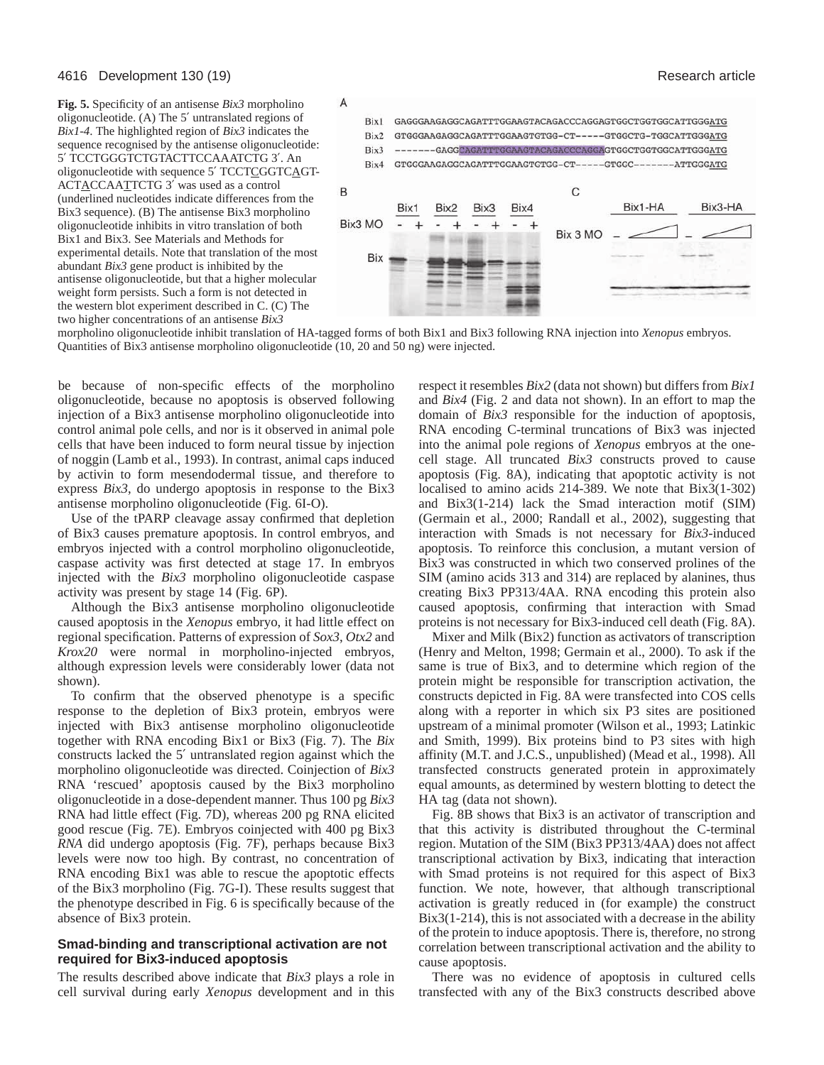**Fig. 5.** Specificity of an antisense *Bix3* morpholino oligonucleotide. (A) The 5′ untranslated regions of *Bix1-4*. The highlighted region of *Bix3* indicates the sequence recognised by the antisense oligonucleotide: 5′ TCCTGGGTCTGTACTTCCAAATCTG 3′. An oligonucleotide with sequence 5′ TCCTCGGTCAGT-ACTACCAATTCTG 3′ was used as a control (underlined nucleotides indicate differences from the Bix3 sequence). (B) The antisense Bix3 morpholino oligonucleotide inhibits in vitro translation of both Bix1 and Bix3. See Materials and Methods for experimental details. Note that translation of the most abundant *Bix3* gene product is inhibited by the antisense oligonucleotide, but that a higher molecular weight form persists. Such a form is not detected in the western blot experiment described in C. (C) The two higher concentrations of an antisense *Bix3* morpholino oligonucleotide inhibit translation of HA-tagged forms of both Bix1 and Bix3 following RNA injection into *Xenopus* embryos. Quantities of Bix3 antisense morpholino oligonucleotide (10, 20 and 50 ng) were injected.

be because of non-specific effects of the morpholino oligonucleotide, because no apoptosis is observed following injection of a Bix3 antisense morpholino oligonucleotide into control animal pole cells, and nor is it observed in animal pole cells that have been induced to form neural tissue by injection of noggin (Lamb et al., 1993). In contrast, animal caps induced by activin to form mesendodermal tissue, and therefore to express *Bix3*, do undergo apoptosis in response to the Bix3 antisense morpholino oligonucleotide (Fig. 6I-O).

Use of the tPARP cleavage assay confirmed that depletion of Bix3 causes premature apoptosis. In control embryos, and embryos injected with a control morpholino oligonucleotide, caspase activity was first detected at stage 17. In embryos injected with the *Bix3* morpholino oligonucleotide caspase activity was present by stage 14 (Fig. 6P).

Although the Bix3 antisense morpholino oligonucleotide caused apoptosis in the *Xenopus* embryo, it had little effect on regional specification. Patterns of expression of *Sox3*, *Otx2* and *Krox20* were normal in morpholino-injected embryos, although expression levels were considerably lower (data not shown).

To confirm that the observed phenotype is a specific response to the depletion of Bix3 protein, embryos were injected with Bix3 antisense morpholino oligonucleotide together with RNA encoding Bix1 or Bix3 (Fig. 7). The *Bix* constructs lacked the 5′ untranslated region against which the morpholino oligonucleotide was directed. Coinjection of *Bix3* RNA 'rescued' apoptosis caused by the Bix3 morpholino oligonucleotide in a dose-dependent manner. Thus 100 pg *Bix3* RNA had little effect (Fig. 7D), whereas 200 pg RNA elicited good rescue (Fig. 7E). Embryos coinjected with 400 pg Bix3 *RNA* did undergo apoptosis (Fig. 7F), perhaps because Bix3 levels were now too high. By contrast, no concentration of RNA encoding Bix1 was able to rescue the apoptotic effects of the Bix3 morpholino (Fig. 7G-I). These results suggest that the phenotype described in Fig. 6 is specifically because of the absence of Bix3 protein.

### Smad-binding and transcriptional activation are not required for Bix3-induced apoptosis

The results described above indicate that *Bix3* plays a role in cell survival during early *Xenopus* development and in this respect it resembles *Bix2* (data not shown) but differs from *Bix1* and *Bix4* (Fig. 2 and data not shown). In an effort to map the domain of *Bix3* responsible for the induction of apoptosis, RNA encoding C-terminal truncations of Bix3 was injected into the animal pole regions of *Xenopus* embryos at the one-cell stage. All truncated *Bix3* constructs proved to cause apoptosis (Fig. 8A), indicating that apoptotic activity is not localised to amino acids 214-389. We note that Bix3(1-302) and Bix3(1-214) lack the Smad interaction motif (SIM) (Germain et al., 2000; Randall et al., 2002), suggesting that interaction with Smads is not necessary for *Bix3*-induced apoptosis. To reinforce this conclusion, a mutant version of Bix3 was constructed in which two conserved prolines of the SIM (amino acids 313 and 314) are replaced by alanines, thus creating Bix3 PP313/4AA. RNA encoding this protein also caused apoptosis, confirming that interaction with Smad proteins is not necessary for Bix3-induced cell death (Fig. 8A).

Mixer and Milk (Bix2) function as activators of transcription (Henry and Melton, 1998; Germain et al., 2000). To ask if the same is true of Bix3, and to determine which region of the protein might be responsible for transcription activation, the constructs depicted in Fig. 8A were transfected into COS cells along with a reporter in which six P3 sites are positioned upstream of a minimal promoter (Wilson et al., 1993; Latinkic and Smith, 1999). Bix proteins bind to P3 sites with high affinity (M.T. and J.C.S., unpublished) (Mead et al., 1998). All transfected constructs generated protein in approximately equal amounts, as determined by western blotting to detect the HA tag (data not shown).

Fig. 8B shows that Bix3 is an activator of transcription and that this activity is distributed throughout the C-terminal region. Mutation of the SIM (Bix3 PP313/4AA) does not affect transcriptional activation by Bix3, indicating that interaction with Smad proteins is not required for this aspect of Bix3 function. We note, however, that although transcriptional activation is greatly reduced in (for example) the construct Bix3(1-214), this is not associated with a decrease in the ability of the protein to induce apoptosis. There is, therefore, no strong correlation between transcriptional activation and the ability to cause apoptosis.

There was no evidence of apoptosis in cultured cells transfected with any of the Bix3 constructs described above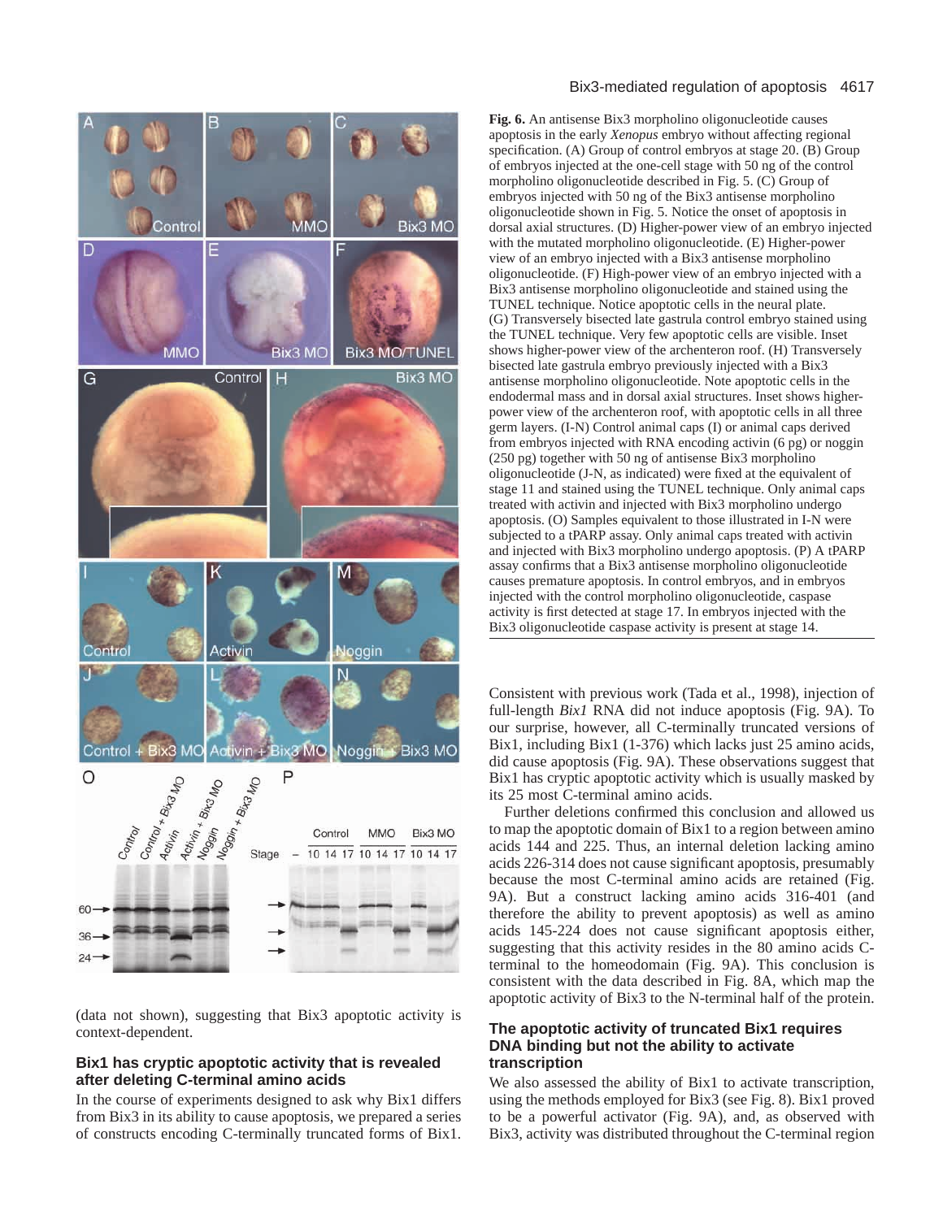**Fig. 6.** An antisense Bix3 morpholino oligonucleotide causes apoptosis in the early *Xenopus* embryo without affecting regional specification. (A) Group of control embryos at stage 20. (B) Group of embryos injected at the one-cell stage with 50 ng of the control morpholino oligonucleotide described in Fig. 5. (C) Group of embryos injected with 50 ng of the Bix3 antisense morpholino oligonucleotide shown in Fig. 5. Notice the onset of apoptosis in dorsal axial structures. (D) Higher-power view of an embryo injected with the mutated morpholino oligonucleotide. (E) Higher-power view of an embryo injected with a Bix3 antisense morpholino oligonucleotide. (F) High-power view of an embryo injected with a Bix3 antisense morpholino oligonucleotide and stained using the TUNEL technique. Notice apoptotic cells in the neural plate. (G) Transversely bisected late gastrula control embryo stained using the TUNEL technique. Very few apoptotic cells are visible. Inset shows higher-power view of the archenteron roof. (H) Transversely bisected late gastrula embryo previously injected with a Bix3 antisense morpholino oligonucleotide. Note apoptotic cells in the endodermal mass and in dorsal axial structures. Inset shows higher-power view of the archenteron roof, with apoptotic cells in all three germ layers. (I-N) Control animal caps (I) or animal caps derived from embryos injected with RNA encoding activin (6 pg) or noggin (250 pg) together with 50 ng of antisense Bix3 morpholino oligonucleotide (J-N, as indicated) were fixed at the equivalent of stage 11 and stained using the TUNEL technique. Only animal caps treated with activin and injected with Bix3 morpholino undergo apoptosis. (O) Samples equivalent to those illustrated in I-N were subjected to a tPARP assay. Only animal caps treated with activin and injected with Bix3 morpholino undergo apoptosis. (P) A tPARP assay confirms that a Bix3 antisense morpholino oligonucleotide causes premature apoptosis. In control embryos, and in embryos injected with the control morpholino oligonucleotide, caspase activity is first detected at stage 17. In embryos injected with the Bix3 oligonucleotide caspase activity is present at stage 14.

(data not shown), suggesting that Bix3 apoptotic activity is context-dependent.

### Bix1 has cryptic apoptotic activity that is revealed after deleting C-terminal amino acids

In the course of experiments designed to ask why Bix1 differs from Bix3 in its ability to cause apoptosis, we prepared a series of constructs encoding C-terminally truncated forms of Bix1. Consistent with previous work (Tada et al., 1998), injection of full-length *Bix1* RNA did not induce apoptosis (Fig. 9A). To our surprise, however, all C-terminally truncated versions of Bix1, including Bix1 (1-376) which lacks just 25 amino acids, did cause apoptosis (Fig. 9A). These observations suggest that Bix1 has cryptic apoptotic activity which is usually masked by its 25 most C-terminal amino acids.

Further deletions confirmed this conclusion and allowed us to map the apoptotic domain of Bix1 to a region between amino acids 144 and 225. Thus, an internal deletion lacking amino acids 226-314 does not cause significant apoptosis, presumably because the most C-terminal amino acids are retained (Fig. 9A). But a construct lacking amino acids 316-401 (and therefore the ability to prevent apoptosis) as well as amino acids 145-224 does not cause significant apoptosis either, suggesting that this activity resides in the 80 amino acids C-terminal to the homeodomain (Fig. 9A). This conclusion is consistent with the data described in Fig. 8A, which map the apoptotic activity of Bix3 to the N-terminal half of the protein.

### The apoptotic activity of truncated Bix1 requires DNA binding but not the ability to activate transcription

We also assessed the ability of Bix1 to activate transcription, using the methods employed for Bix3 (see Fig. 8). Bix1 proved to be a powerful activator (Fig. 9A), and, as observed with Bix3, activity was distributed throughout the C-terminal region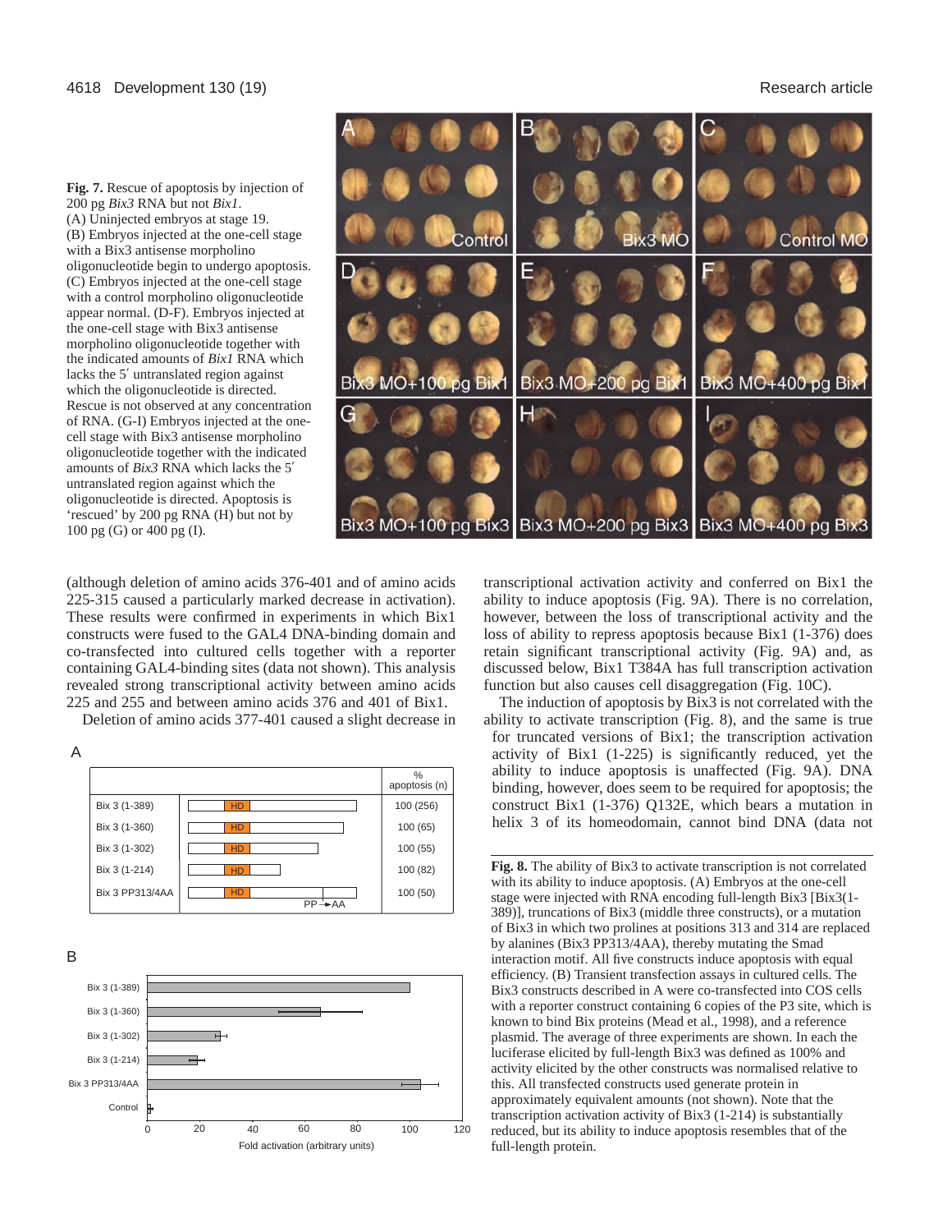**Fig. 7.** Rescue of apoptosis by injection of 200 pg *Bix3* RNA but not *Bix1*. (A) Uninjected embryos at stage 19. (B) Embryos injected at the one-cell stage with a Bix3 antisense morpholino oligonucleotide begin to undergo apoptosis. (C) Embryos injected at the one-cell stage with a control morpholino oligonucleotide appear normal. (D-F). Embryos injected at the one-cell stage with Bix3 antisense morpholino oligonucleotide together with the indicated amounts of *Bix1* RNA which lacks the 5′ untranslated region against which the oligonucleotide is directed. Rescue is not observed at any concentration of RNA. (G-I) Embryos injected at the one-cell stage with Bix3 antisense morpholino oligonucleotide together with the indicated amounts of *Bix3* RNA which lacks the 5′ untranslated region against which the oligonucleotide is directed. Apoptosis is 'rescued' by 200 pg RNA (H) but not by 100 pg (G) or 400 pg (I).

(although deletion of amino acids 376-401 and of amino acids 225-315 caused a particularly marked decrease in activation). These results were confirmed in experiments in which Bix1 constructs were fused to the GAL4 DNA-binding domain and co-transfected into cultured cells together with a reporter containing GAL4-binding sites (data not shown). This analysis revealed strong transcriptional activity between amino acids 225 and 255 and between amino acids 376 and 401 of Bix1.

Deletion of amino acids 377-401 caused a slight decrease in transcriptional activation activity and conferred on Bix1 the ability to induce apoptosis (Fig. 9A). There is no correlation, however, between the loss of transcriptional activity and the loss of ability to repress apoptosis because Bix1 (1-376) does retain significant transcriptional activity (Fig. 9A) and, as discussed below, Bix1 T384A has full transcription activation function but also causes cell disaggregation (Fig. 10C).

The induction of apoptosis by Bix3 is not correlated with the ability to activate transcription (Fig. 8), and the same is true for truncated versions of Bix1; the transcription activation activity of Bix1 (1-225) is significantly reduced, yet the ability to induce apoptosis is unaffected (Fig. 9A). DNA binding, however, does seem to be required for apoptosis; the construct Bix1 (1-376) Q132E, which bears a mutation in helix 3 of its homeodomain, cannot bind DNA (data not

A

| Construct | | % apoptosis (n) |
|---|---|---|
| Bix 3 (1-389) | HD | 100 (256) |
| Bix 3 (1-360) | HD | 100 (65) |
| Bix 3 (1-302) | HD | 100 (55) |
| Bix 3 (1-214) | HD | 100 (82) |
| Bix 3 PP313/4AA | HD, PP→AA | 100 (50) |

B

Fold activation (arbitrary units): Bix 3 (1-389), Bix 3 (1-360), Bix 3 (1-302), Bix 3 (1-214), Bix 3 PP313/4AA, Control

**Fig. 8.** The ability of Bix3 to activate transcription is not correlated with its ability to induce apoptosis. (A) Embryos at the one-cell stage were injected with RNA encoding full-length Bix3 [Bix3(1-389)], truncations of Bix3 (middle three constructs), or a mutation of Bix3 in which two prolines at positions 313 and 314 are replaced by alanines (Bix3 PP313/4AA), thereby mutating the Smad interaction motif. All five constructs induce apoptosis with equal efficiency. (B) Transient transfection assays in cultured cells. The Bix3 constructs described in A were co-transfected into COS cells with a reporter construct containing 6 copies of the P3 site, which is known to bind Bix proteins (Mead et al., 1998), and a reference plasmid. The average of three experiments are shown. In each the luciferase elicited by full-length Bix3 was defined as 100% and activity elicited by the other constructs was normalised relative to this. All transfected constructs used generate protein in approximately equivalent amounts (not shown). Note that the transcription activation activity of Bix3 (1-214) is substantially reduced, but its ability to induce apoptosis resembles that of the full-length protein.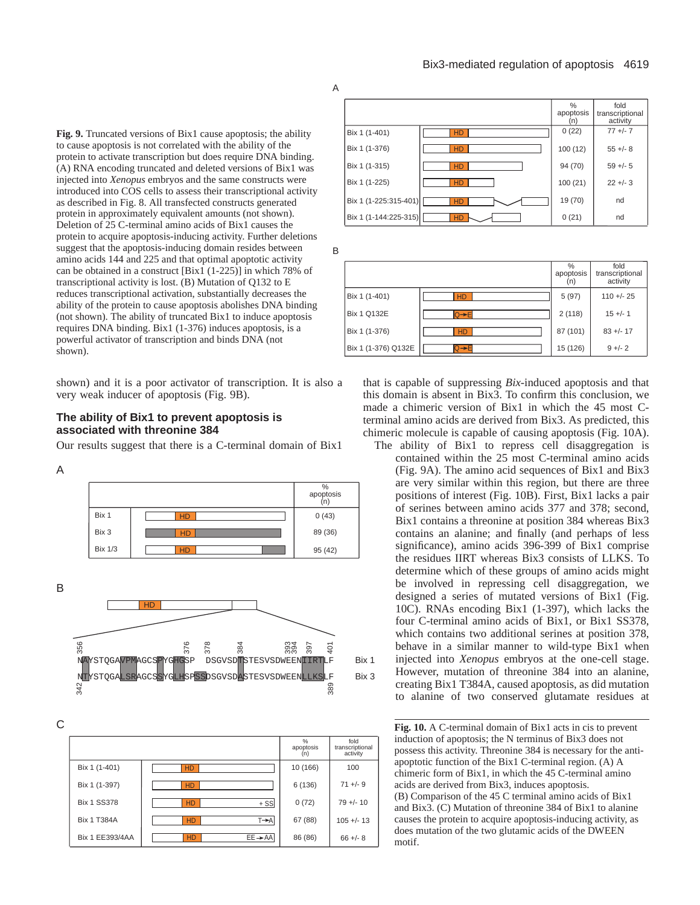**Fig. 9.** Truncated versions of Bix1 cause apoptosis; the ability to cause apoptosis is not correlated with the ability of the protein to activate transcription but does require DNA binding. (A) RNA encoding truncated and deleted versions of Bix1 was injected into *Xenopus* embryos and the same constructs were introduced into COS cells to assess their transcriptional activity as described in Fig. 8. All transfected constructs generated protein in approximately equivalent amounts (not shown). Deletion of 25 C-terminal amino acids of Bix1 causes the protein to acquire apoptosis-inducing activity. Further deletions suggest that the apoptosis-inducing domain resides between amino acids 144 and 225 and that optimal apoptotic activity can be obtained in a construct [Bix1 (1-225)] in which 78% of transcriptional activity is lost. (B) Mutation of Q132 to E reduces transcriptional activation, substantially decreases the ability of the protein to cause apoptosis abolishes DNA binding (not shown). The ability of truncated Bix1 to induce apoptosis requires DNA binding. Bix1 (1-376) induces apoptosis, is a powerful activator of transcription and binds DNA (not shown).

A

| Construct | % apoptosis (n) | fold transcriptional activity |
|---|---|---|
| Bix 1 (1-401) | 0 (22) | 77 +/- 7 |
| Bix 1 (1-376) | 100 (12) | 55 +/- 8 |
| Bix 1 (1-315) | 94 (70) | 59 +/- 5 |
| Bix 1 (1-225) | 100 (21) | 22 +/- 3 |
| Bix 1 (1-225:315-401) | 19 (70) | nd |
| Bix 1 (1-144:225-315) | 0 (21) | nd |

B

| Construct | % apoptosis (n) | fold transcriptional activity |
|---|---|---|
| Bix 1 (1-401) | 5 (97) | 110 +/- 25 |
| Bix 1 Q132E | 2 (118) | 15 +/- 1 |
| Bix 1 (1-376) | 87 (101) | 83 +/- 17 |
| Bix 1 (1-376) Q132E | 15 (126) | 9 +/- 2 |

shown) and it is a poor activator of transcription. It is also a very weak inducer of apoptosis (Fig. 9B).

## The ability of Bix1 to prevent apoptosis is associated with threonine 384

Our results suggest that there is a C-terminal domain of Bix1 that is capable of suppressing *Bix*-induced apoptosis and that this domain is absent in Bix3. To confirm this conclusion, we made a chimeric version of Bix1 in which the 45 most C-terminal amino acids are derived from Bix3. As predicted, this chimeric molecule is capable of causing apoptosis (Fig. 10A).

The ability of Bix1 to repress cell disaggregation is contained within the 25 most C-terminal amino acids (Fig. 9A). The amino acid sequences of Bix1 and Bix3 are very similar within this region, but there are three positions of interest (Fig. 10B). First, Bix1 lacks a pair of serines between amino acids 377 and 378; second, Bix1 contains a threonine at position 384 whereas Bix3 contains an alanine; and finally (and perhaps of less significance), amino acids 396-399 of Bix1 comprise the residues IIRT whereas Bix3 consists of LLKS. To determine which of these groups of amino acids might be involved in repressing cell disaggregation, we designed a series of mutated versions of Bix1 (Fig. 10C). RNAs encoding Bix1 (1-397), which lacks the four C-terminal amino acids of Bix1, or Bix1 SS378, which contains two additional serines at position 378, behave in a similar manner to wild-type Bix1 when injected into *Xenopus* embryos at the one-cell stage. However, mutation of threonine 384 into an alanine, creating Bix1 T384A, caused apoptosis, as did mutation to alanine of two conserved glutamate residues at

A

| Construct | % apoptosis (n) |
|---|---|
| Bix 1 | 0 (43) |
| Bix 3 | 89 (36) |
| Bix 1/3 | 95 (42) |

B

```
356                    376  378     384        393 394 397  401
NAYSTQGAVPMAGCSPYGHGSP  DSGVSDTSTESVSDWEENIIRTLF    Bix 1
NTYSTQGALSRAGCSSYGLHSPSSDSGVSDASTESVSDWEENLLKSLF    Bix 3
342                                             389
```

C

| Construct | % apoptosis (n) | fold transcriptional activity |
|---|---|---|
| Bix 1 (1-401) | 10 (166) | 100 |
| Bix 1 (1-397) | 6 (136) | 71 +/- 9 |
| Bix 1 SS378 | 0 (72) | 79 +/- 10 |
| Bix 1 T384A | 67 (88) | 105 +/- 13 |
| Bix 1 EE393/4AA | 86 (86) | 66 +/- 8 |

**Fig. 10.** A C-terminal domain of Bix1 acts in cis to prevent induction of apoptosis; the N terminus of Bix3 does not possess this activity. Threonine 384 is necessary for the anti-apoptotic function of the Bix1 C-terminal region. (A) A chimeric form of Bix1, in which the 45 C-terminal amino acids are derived from Bix3, induces apoptosis. (B) Comparison of the 45 C terminal amino acids of Bix1 and Bix3. (C) Mutation of threonine 384 of Bix1 to alanine causes the protein to acquire apoptosis-inducing activity, as does mutation of the two glutamic acids of the DWEEN motif.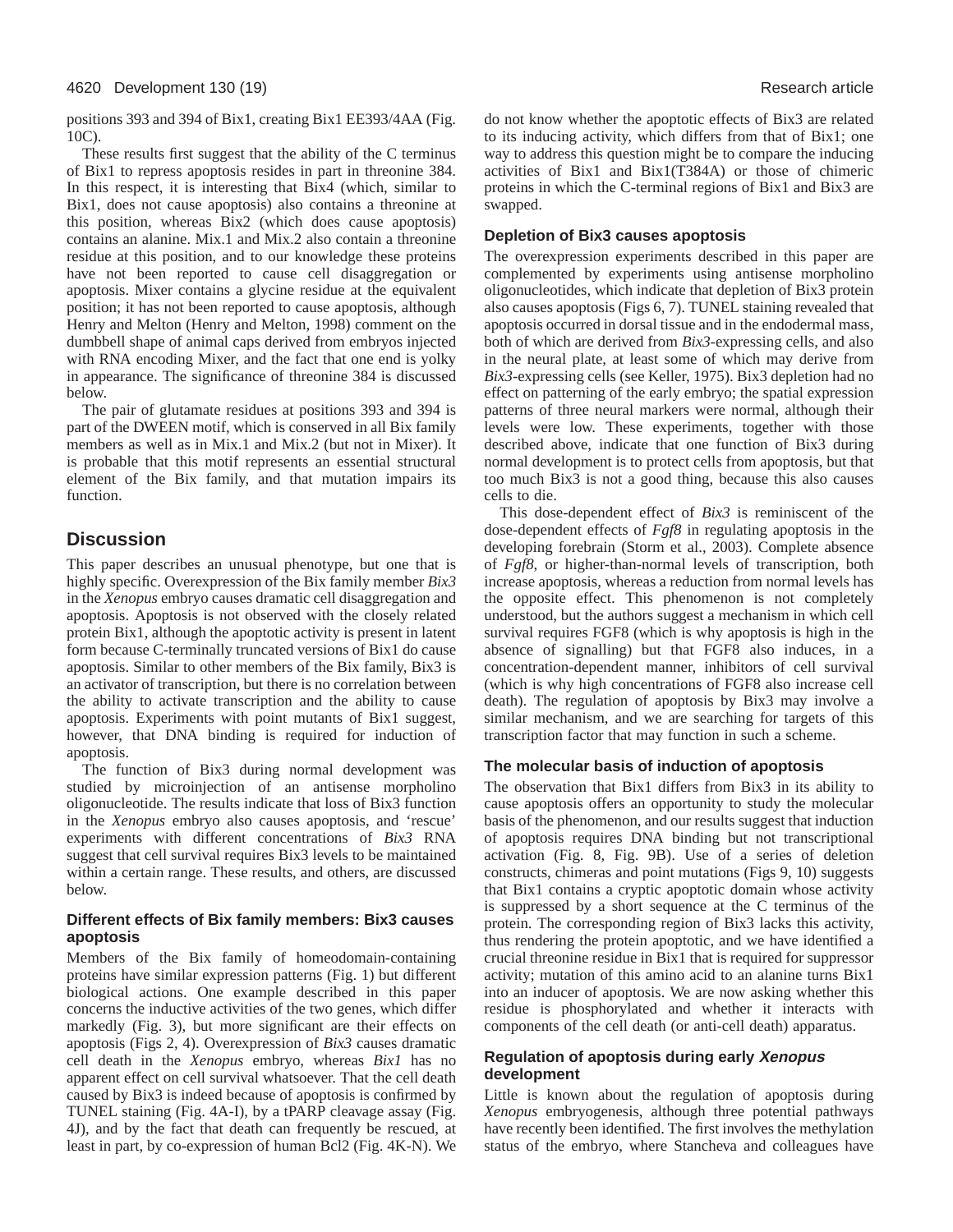positions 393 and 394 of Bix1, creating Bix1 EE393/4AA (Fig. 10C).

These results first suggest that the ability of the C terminus of Bix1 to repress apoptosis resides in part in threonine 384. In this respect, it is interesting that Bix4 (which, similar to Bix1, does not cause apoptosis) also contains a threonine at this position, whereas Bix2 (which does cause apoptosis) contains an alanine. Mix.1 and Mix.2 also contain a threonine residue at this position, and to our knowledge these proteins have not been reported to cause cell disaggregation or apoptosis. Mixer contains a glycine residue at the equivalent position; it has not been reported to cause apoptosis, although Henry and Melton (Henry and Melton, 1998) comment on the dumbbell shape of animal caps derived from embryos injected with RNA encoding Mixer, and the fact that one end is yolky in appearance. The significance of threonine 384 is discussed below.

The pair of glutamate residues at positions 393 and 394 is part of the DWEEN motif, which is conserved in all Bix family members as well as in Mix.1 and Mix.2 (but not in Mixer). It is probable that this motif represents an essential structural element of the Bix family, and that mutation impairs its function.

## Discussion

This paper describes an unusual phenotype, but one that is highly specific. Overexpression of the Bix family member *Bix3* in the *Xenopus* embryo causes dramatic cell disaggregation and apoptosis. Apoptosis is not observed with the closely related protein Bix1, although the apoptotic activity is present in latent form because C-terminally truncated versions of Bix1 do cause apoptosis. Similar to other members of the Bix family, Bix3 is an activator of transcription, but there is no correlation between the ability to activate transcription and the ability to cause apoptosis. Experiments with point mutants of Bix1 suggest, however, that DNA binding is required for induction of apoptosis.

The function of Bix3 during normal development was studied by microinjection of an antisense morpholino oligonucleotide. The results indicate that loss of Bix3 function in the *Xenopus* embryo also causes apoptosis, and 'rescue' experiments with different concentrations of *Bix3* RNA suggest that cell survival requires Bix3 levels to be maintained within a certain range. These results, and others, are discussed below.

### Different effects of Bix family members: Bix3 causes apoptosis

Members of the Bix family of homeodomain-containing proteins have similar expression patterns (Fig. 1) but different biological actions. One example described in this paper concerns the inductive activities of the two genes, which differ markedly (Fig. 3), but more significant are their effects on apoptosis (Figs 2, 4). Overexpression of *Bix3* causes dramatic cell death in the *Xenopus* embryo, whereas *Bix1* has no apparent effect on cell survival whatsoever. That the cell death caused by Bix3 is indeed because of apoptosis is confirmed by TUNEL staining (Fig. 4A-I), by a tPARP cleavage assay (Fig. 4J), and by the fact that death can frequently be rescued, at least in part, by co-expression of human Bcl2 (Fig. 4K-N). We do not know whether the apoptotic effects of Bix3 are related to its inducing activity, which differs from that of Bix1; one way to address this question might be to compare the inducing activities of Bix1 and Bix1(T384A) or those of chimeric proteins in which the C-terminal regions of Bix1 and Bix3 are swapped.

### Depletion of Bix3 causes apoptosis

The overexpression experiments described in this paper are complemented by experiments using antisense morpholino oligonucleotides, which indicate that depletion of Bix3 protein also causes apoptosis (Figs 6, 7). TUNEL staining revealed that apoptosis occurred in dorsal tissue and in the endodermal mass, both of which are derived from *Bix3*-expressing cells, and also in the neural plate, at least some of which may derive from *Bix3*-expressing cells (see Keller, 1975). Bix3 depletion had no effect on patterning of the early embryo; the spatial expression patterns of three neural markers were normal, although their levels were low. These experiments, together with those described above, indicate that one function of Bix3 during normal development is to protect cells from apoptosis, but that too much Bix3 is not a good thing, because this also causes cells to die.

This dose-dependent effect of *Bix3* is reminiscent of the dose-dependent effects of *Fgf8* in regulating apoptosis in the developing forebrain (Storm et al., 2003). Complete absence of *Fgf8*, or higher-than-normal levels of transcription, both increase apoptosis, whereas a reduction from normal levels has the opposite effect. This phenomenon is not completely understood, but the authors suggest a mechanism in which cell survival requires FGF8 (which is why apoptosis is high in the absence of signalling) but that FGF8 also induces, in a concentration-dependent manner, inhibitors of cell survival (which is why high concentrations of FGF8 also increase cell death). The regulation of apoptosis by Bix3 may involve a similar mechanism, and we are searching for targets of this transcription factor that may function in such a scheme.

### The molecular basis of induction of apoptosis

The observation that Bix1 differs from Bix3 in its ability to cause apoptosis offers an opportunity to study the molecular basis of the phenomenon, and our results suggest that induction of apoptosis requires DNA binding but not transcriptional activation (Fig. 8, Fig. 9B). Use of a series of deletion constructs, chimeras and point mutations (Figs 9, 10) suggests that Bix1 contains a cryptic apoptotic domain whose activity is suppressed by a short sequence at the C terminus of the protein. The corresponding region of Bix3 lacks this activity, thus rendering the protein apoptotic, and we have identified a crucial threonine residue in Bix1 that is required for suppressor activity; mutation of this amino acid to an alanine turns Bix1 into an inducer of apoptosis. We are now asking whether this residue is phosphorylated and whether it interacts with components of the cell death (or anti-cell death) apparatus.

### Regulation of apoptosis during early *Xenopus* development

Little is known about the regulation of apoptosis during *Xenopus* embryogenesis, although three potential pathways have recently been identified. The first involves the methylation status of the embryo, where Stancheva and colleagues have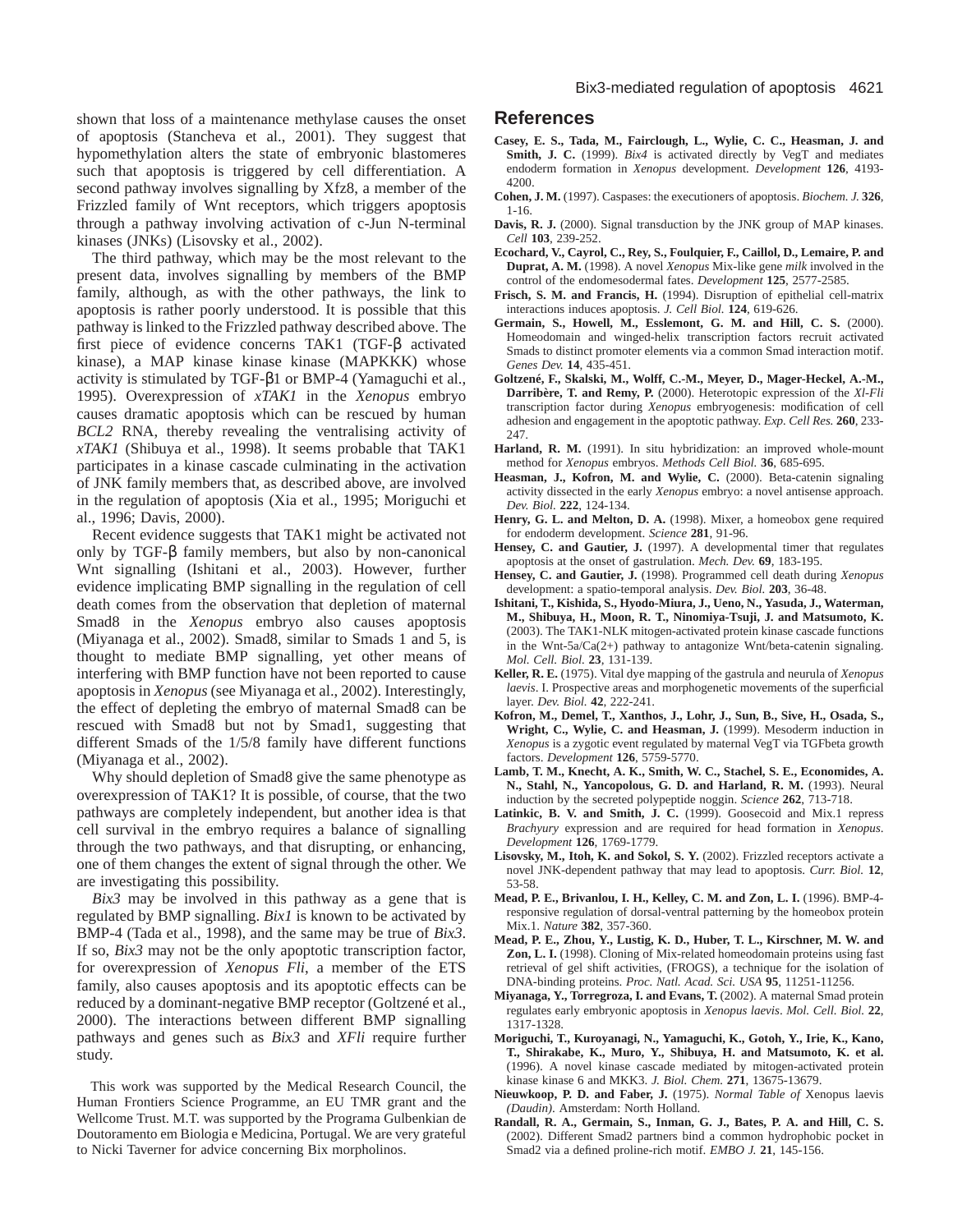shown that loss of a maintenance methylase causes the onset of apoptosis (Stancheva et al., 2001). They suggest that hypomethylation alters the state of embryonic blastomeres such that apoptosis is triggered by cell differentiation. A second pathway involves signalling by Xfz8, a member of the Frizzled family of Wnt receptors, which triggers apoptosis through a pathway involving activation of c-Jun N-terminal kinases (JNKs) (Lisovsky et al., 2002).

The third pathway, which may be the most relevant to the present data, involves signalling by members of the BMP family, although, as with the other pathways, the link to apoptosis is rather poorly understood. It is possible that this pathway is linked to the Frizzled pathway described above. The first piece of evidence concerns TAK1 (TGF-β activated kinase), a MAP kinase kinase kinase (MAPKKK) whose activity is stimulated by TGF-β1 or BMP-4 (Yamaguchi et al., 1995). Overexpression of *xTAK1* in the *Xenopus* embryo causes dramatic apoptosis which can be rescued by human *BCL2* RNA, thereby revealing the ventralising activity of *xTAK1* (Shibuya et al., 1998). It seems probable that TAK1 participates in a kinase cascade culminating in the activation of JNK family members that, as described above, are involved in the regulation of apoptosis (Xia et al., 1995; Moriguchi et al., 1996; Davis, 2000).

Recent evidence suggests that TAK1 might be activated not only by TGF-β family members, but also by non-canonical Wnt signalling (Ishitani et al., 2003). However, further evidence implicating BMP signalling in the regulation of cell death comes from the observation that depletion of maternal Smad8 in the *Xenopus* embryo also causes apoptosis (Miyanaga et al., 2002). Smad8, similar to Smads 1 and 5, is thought to mediate BMP signalling, yet other means of interfering with BMP function have not been reported to cause apoptosis in *Xenopus* (see Miyanaga et al., 2002). Interestingly, the effect of depleting the embryo of maternal Smad8 can be rescued with Smad8 but not by Smad1, suggesting that different Smads of the 1/5/8 family have different functions (Miyanaga et al., 2002).

Why should depletion of Smad8 give the same phenotype as overexpression of TAK1? It is possible, of course, that the two pathways are completely independent, but another idea is that cell survival in the embryo requires a balance of signalling through the two pathways, and that disrupting, or enhancing, one of them changes the extent of signal through the other. We are investigating this possibility.

*Bix3* may be involved in this pathway as a gene that is regulated by BMP signalling. *Bix1* is known to be activated by BMP-4 (Tada et al., 1998), and the same may be true of *Bix3*. If so, *Bix3* may not be the only apoptotic transcription factor, for overexpression of *Xenopus Fli*, a member of the ETS family, also causes apoptosis and its apoptotic effects can be reduced by a dominant-negative BMP receptor (Goltzené et al., 2000). The interactions between different BMP signalling pathways and genes such as *Bix3* and *XFli* require further study.

This work was supported by the Medical Research Council, the Human Frontiers Science Programme, an EU TMR grant and the Wellcome Trust. M.T. was supported by the Programa Gulbenkian de Doutoramento em Biologia e Medicina, Portugal. We are very grateful to Nicki Taverner for advice concerning Bix morpholinos.

## References

**Casey, E. S., Tada, M., Fairclough, L., Wylie, C. C., Heasman, J. and Smith, J. C.** (1999). *Bix4* is activated directly by VegT and mediates endoderm formation in *Xenopus* development. *Development* **126**, 4193-4200.

**Cohen, J. M.** (1997). Caspases: the executioners of apoptosis. *Biochem. J.* **326**, 1-16.

**Davis, R. J.** (2000). Signal transduction by the JNK group of MAP kinases. *Cell* **103**, 239-252.

**Ecochard, V., Cayrol, C., Rey, S., Foulquier, F., Caillol, D., Lemaire, P. and Duprat, A. M.** (1998). A novel *Xenopus* Mix-like gene *milk* involved in the control of the endomesodermal fates. *Development* **125**, 2577-2585.

**Frisch, S. M. and Francis, H.** (1994). Disruption of epithelial cell-matrix interactions induces apoptosis. *J. Cell Biol.* **124**, 619-626.

**Germain, S., Howell, M., Esslemont, G. M. and Hill, C. S.** (2000). Homeodomain and winged-helix transcription factors recruit activated Smads to distinct promoter elements via a common Smad interaction motif. *Genes Dev.* **14**, 435-451.

**Goltzené, F., Skalski, M., Wolff, C.-M., Meyer, D., Mager-Heckel, A.-M., Darribère, T. and Remy, P.** (2000). Heterotopic expression of the *Xl-Fli* transcription factor during *Xenopus* embryogenesis: modification of cell adhesion and engagement in the apoptotic pathway. *Exp. Cell Res.* **260**, 233-247.

**Harland, R. M.** (1991). In situ hybridization: an improved whole-mount method for *Xenopus* embryos. *Methods Cell Biol.* **36**, 685-695.

**Heasman, J., Kofron, M. and Wylie, C.** (2000). Beta-catenin signaling activity dissected in the early *Xenopus* embryo: a novel antisense approach. *Dev. Biol.* **222**, 124-134.

**Henry, G. L. and Melton, D. A.** (1998). Mixer, a homeobox gene required for endoderm development. *Science* **281**, 91-96.

**Hensey, C. and Gautier, J.** (1997). A developmental timer that regulates apoptosis at the onset of gastrulation. *Mech. Dev.* **69**, 183-195.

**Hensey, C. and Gautier, J.** (1998). Programmed cell death during *Xenopus* development: a spatio-temporal analysis. *Dev. Biol.* **203**, 36-48.

**Ishitani, T., Kishida, S., Hyodo-Miura, J., Ueno, N., Yasuda, J., Waterman, M., Shibuya, H., Moon, R. T., Ninomiya-Tsuji, J. and Matsumoto, K.** (2003). The TAK1-NLK mitogen-activated protein kinase cascade functions in the Wnt-5a/Ca(2+) pathway to antagonize Wnt/beta-catenin signaling. *Mol. Cell. Biol.* **23**, 131-139.

**Keller, R. E.** (1975). Vital dye mapping of the gastrula and neurula of *Xenopus laevis*. I. Prospective areas and morphogenetic movements of the superficial layer. *Dev. Biol.* **42**, 222-241.

**Kofron, M., Demel, T., Xanthos, J., Lohr, J., Sun, B., Sive, H., Osada, S., Wright, C., Wylie, C. and Heasman, J.** (1999). Mesoderm induction in *Xenopus* is a zygotic event regulated by maternal VegT via TGFbeta growth factors. *Development* **126**, 5759-5770.

**Lamb, T. M., Knecht, A. K., Smith, W. C., Stachel, S. E., Economides, A. N., Stahl, N., Yancopolous, G. D. and Harland, R. M.** (1993). Neural induction by the secreted polypeptide noggin. *Science* **262**, 713-718.

**Latinkic, B. V. and Smith, J. C.** (1999). Goosecoid and Mix.1 repress *Brachyury* expression and are required for head formation in *Xenopus*. *Development* **126**, 1769-1779.

**Lisovsky, M., Itoh, K. and Sokol, S. Y.** (2002). Frizzled receptors activate a novel JNK-dependent pathway that may lead to apoptosis. *Curr. Biol.* **12**, 53-58.

**Mead, P. E., Brivanlou, I. H., Kelley, C. M. and Zon, L. I.** (1996). BMP-4-responsive regulation of dorsal-ventral patterning by the homeobox protein Mix.1. *Nature* **382**, 357-360.

**Mead, P. E., Zhou, Y., Lustig, K. D., Huber, T. L., Kirschner, M. W. and Zon, L. I.** (1998). Cloning of Mix-related homeodomain proteins using fast retrieval of gel shift activities, (FROGS), a technique for the isolation of DNA-binding proteins. *Proc. Natl. Acad. Sci. USA* **95**, 11251-11256.

**Miyanaga, Y., Torregroza, I. and Evans, T.** (2002). A maternal Smad protein regulates early embryonic apoptosis in *Xenopus laevis*. *Mol. Cell. Biol.* **22**, 1317-1328.

**Moriguchi, T., Kuroyanagi, N., Yamaguchi, K., Gotoh, Y., Irie, K., Kano, T., Shirakabe, K., Muro, Y., Shibuya, H. and Matsumoto, K. et al.** (1996). A novel kinase cascade mediated by mitogen-activated protein kinase kinase 6 and MKK3. *J. Biol. Chem.* **271**, 13675-13679.

**Nieuwkoop, P. D. and Faber, J.** (1975). *Normal Table of* Xenopus laevis *(Daudin).* Amsterdam: North Holland.

**Randall, R. A., Germain, S., Inman, G. J., Bates, P. A. and Hill, C. S.** (2002). Different Smad2 partners bind a common hydrophobic pocket in Smad2 via a defined proline-rich motif. *EMBO J.* **21**, 145-156.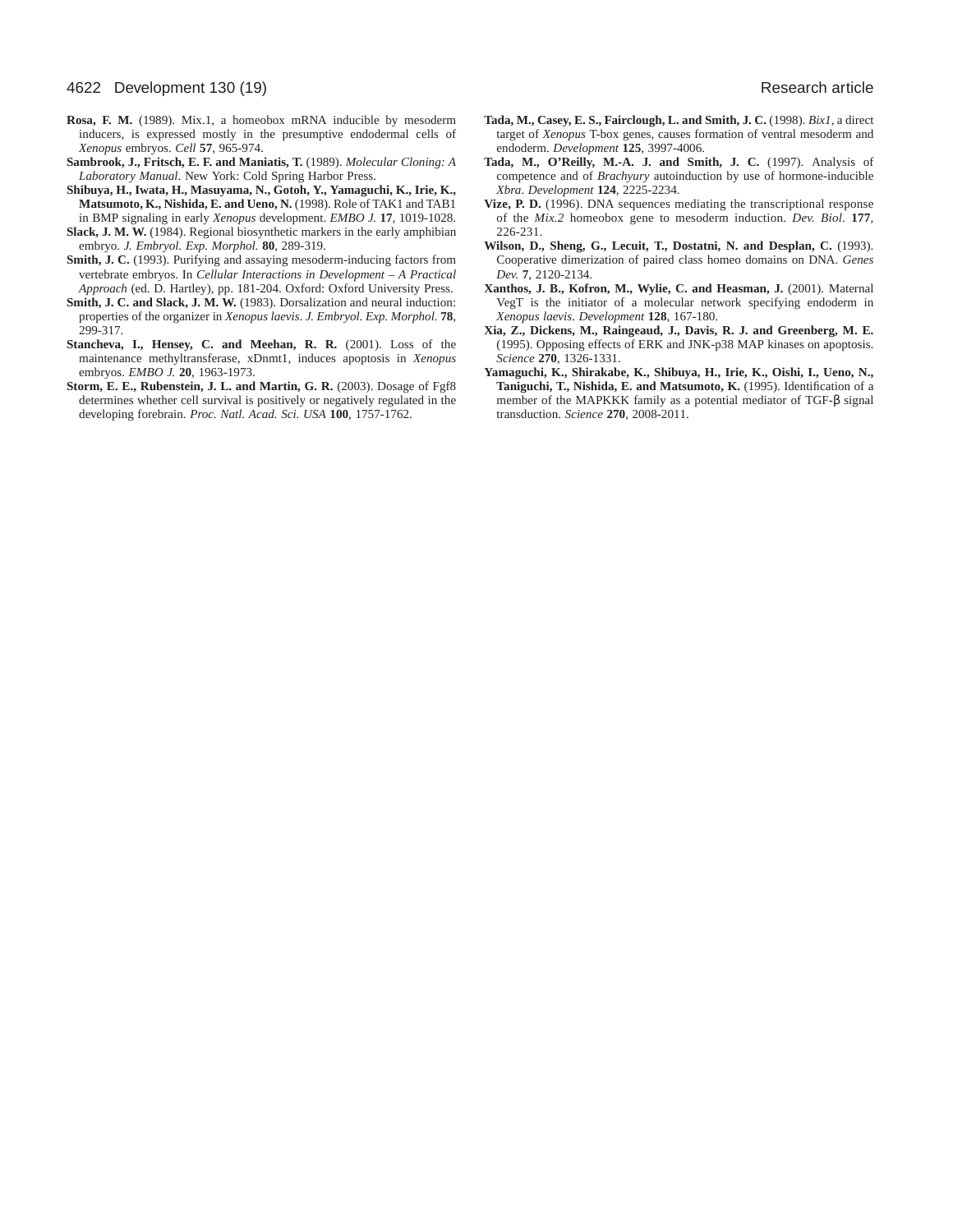**Rosa, F. M.** (1989). Mix.1, a homeobox mRNA inducible by mesoderm inducers, is expressed mostly in the presumptive endodermal cells of *Xenopus* embryos. *Cell* **57**, 965-974.

**Sambrook, J., Fritsch, E. F. and Maniatis, T.** (1989). *Molecular Cloning: A Laboratory Manual*. New York: Cold Spring Harbor Press.

**Shibuya, H., Iwata, H., Masuyama, N., Gotoh, Y., Yamaguchi, K., Irie, K., Matsumoto, K., Nishida, E. and Ueno, N.** (1998). Role of TAK1 and TAB1 in BMP signaling in early *Xenopus* development. *EMBO J.* **17**, 1019-1028.

**Slack, J. M. W.** (1984). Regional biosynthetic markers in the early amphibian embryo. *J. Embryol. Exp. Morphol.* **80**, 289-319.

**Smith, J. C.** (1993). Purifying and assaying mesoderm-inducing factors from vertebrate embryos. In *Cellular Interactions in Development – A Practical Approach* (ed. D. Hartley), pp. 181-204. Oxford: Oxford University Press.

**Smith, J. C. and Slack, J. M. W.** (1983). Dorsalization and neural induction: properties of the organizer in *Xenopus laevis*. *J. Embryol. Exp. Morphol.* **78**, 299-317.

**Stancheva, I., Hensey, C. and Meehan, R. R.** (2001). Loss of the maintenance methyltransferase, xDnmt1, induces apoptosis in *Xenopus* embryos. *EMBO J.* **20**, 1963-1973.

**Storm, E. E., Rubenstein, J. L. and Martin, G. R.** (2003). Dosage of Fgf8 determines whether cell survival is positively or negatively regulated in the developing forebrain. *Proc. Natl. Acad. Sci. USA* **100**, 1757-1762.

**Tada, M., Casey, E. S., Fairclough, L. and Smith, J. C.** (1998). *Bix1*, a direct target of *Xenopus* T-box genes, causes formation of ventral mesoderm and endoderm. *Development* **125**, 3997-4006.

**Tada, M., O'Reilly, M.-A. J. and Smith, J. C.** (1997). Analysis of competence and of *Brachyury* autoinduction by use of hormone-inducible *Xbra*. *Development* **124**, 2225-2234.

**Vize, P. D.** (1996). DNA sequences mediating the transcriptional response of the *Mix.2* homeobox gene to mesoderm induction. *Dev. Biol.* **177**, 226-231.

**Wilson, D., Sheng, G., Lecuit, T., Dostatni, N. and Desplan, C.** (1993). Cooperative dimerization of paired class homeo domains on DNA. *Genes Dev.* **7**, 2120-2134.

**Xanthos, J. B., Kofron, M., Wylie, C. and Heasman, J.** (2001). Maternal VegT is the initiator of a molecular network specifying endoderm in *Xenopus laevis*. *Development* **128**, 167-180.

**Xia, Z., Dickens, M., Raingeaud, J., Davis, R. J. and Greenberg, M. E.** (1995). Opposing effects of ERK and JNK-p38 MAP kinases on apoptosis. *Science* **270**, 1326-1331.

**Yamaguchi, K., Shirakabe, K., Shibuya, H., Irie, K., Oishi, I., Ueno, N., Taniguchi, T., Nishida, E. and Matsumoto, K.** (1995). Identification of a member of the MAPKKK family as a potential mediator of TGF-β signal transduction. *Science* **270**, 2008-2011.